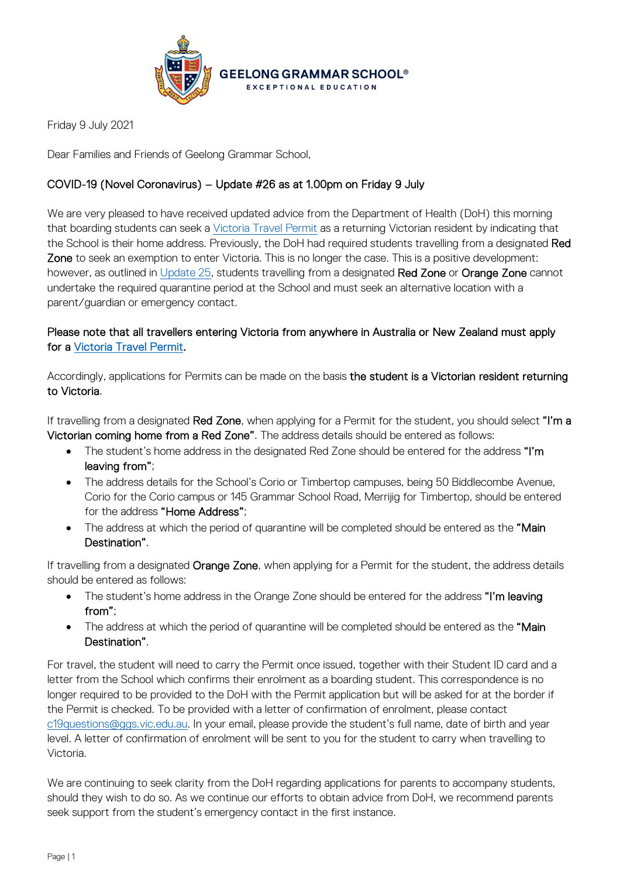GEELONG GRAMMAR SCHOOL®
EXCEPTIONAL EDUCATION

Friday 9 July 2021

Dear Families and Friends of Geelong Grammar School,

## COVID-19 (Novel Coronavirus) – Update #26 as at 1.00pm on Friday 9 July

We are very pleased to have received updated advice from the Department of Health (DoH) this morning that boarding students can seek a Victoria Travel Permit as a returning Victorian resident by indicating that the School is their home address. Previously, the DoH had required students travelling from a designated **Red Zone** to seek an exemption to enter Victoria. This is no longer the case. This is a positive development: however, as outlined in Update 25, students travelling from a designated **Red Zone** or **Orange Zone** cannot undertake the required quarantine period at the School and must seek an alternative location with a parent/guardian or emergency contact.

**Please note that all travellers entering Victoria from anywhere in Australia or New Zealand must apply for a Victoria Travel Permit.**

Accordingly, applications for Permits can be made on the basis **the student is a Victorian resident returning to Victoria**.

If travelling from a designated **Red Zone**, when applying for a Permit for the student, you should select **"I'm a Victorian coming home from a Red Zone"**. The address details should be entered as follows:

- The student's home address in the designated Red Zone should be entered for the address **"I'm leaving from"**;
- The address details for the School's Corio or Timbertop campuses, being 50 Biddlecombe Avenue, Corio for the Corio campus or 145 Grammar School Road, Merrijig for Timbertop, should be entered for the address **"Home Address"**;
- The address at which the period of quarantine will be completed should be entered as the **"Main Destination"**.

If travelling from a designated **Orange Zone**, when applying for a Permit for the student, the address details should be entered as follows:

- The student's home address in the Orange Zone should be entered for the address **"I'm leaving from"**;
- The address at which the period of quarantine will be completed should be entered as the **"Main Destination"**.

For travel, the student will need to carry the Permit once issued, together with their Student ID card and a letter from the School which confirms their enrolment as a boarding student. This correspondence is no longer required to be provided to the DoH with the Permit application but will be asked for at the border if the Permit is checked. To be provided with a letter of confirmation of enrolment, please contact c19questions@ggs.vic.edu.au. In your email, please provide the student's full name, date of birth and year level. A letter of confirmation of enrolment will be sent to you for the student to carry when travelling to Victoria.

We are continuing to seek clarity from the DoH regarding applications for parents to accompany students, should they wish to do so. As we continue our efforts to obtain advice from DoH, we recommend parents seek support from the student's emergency contact in the first instance.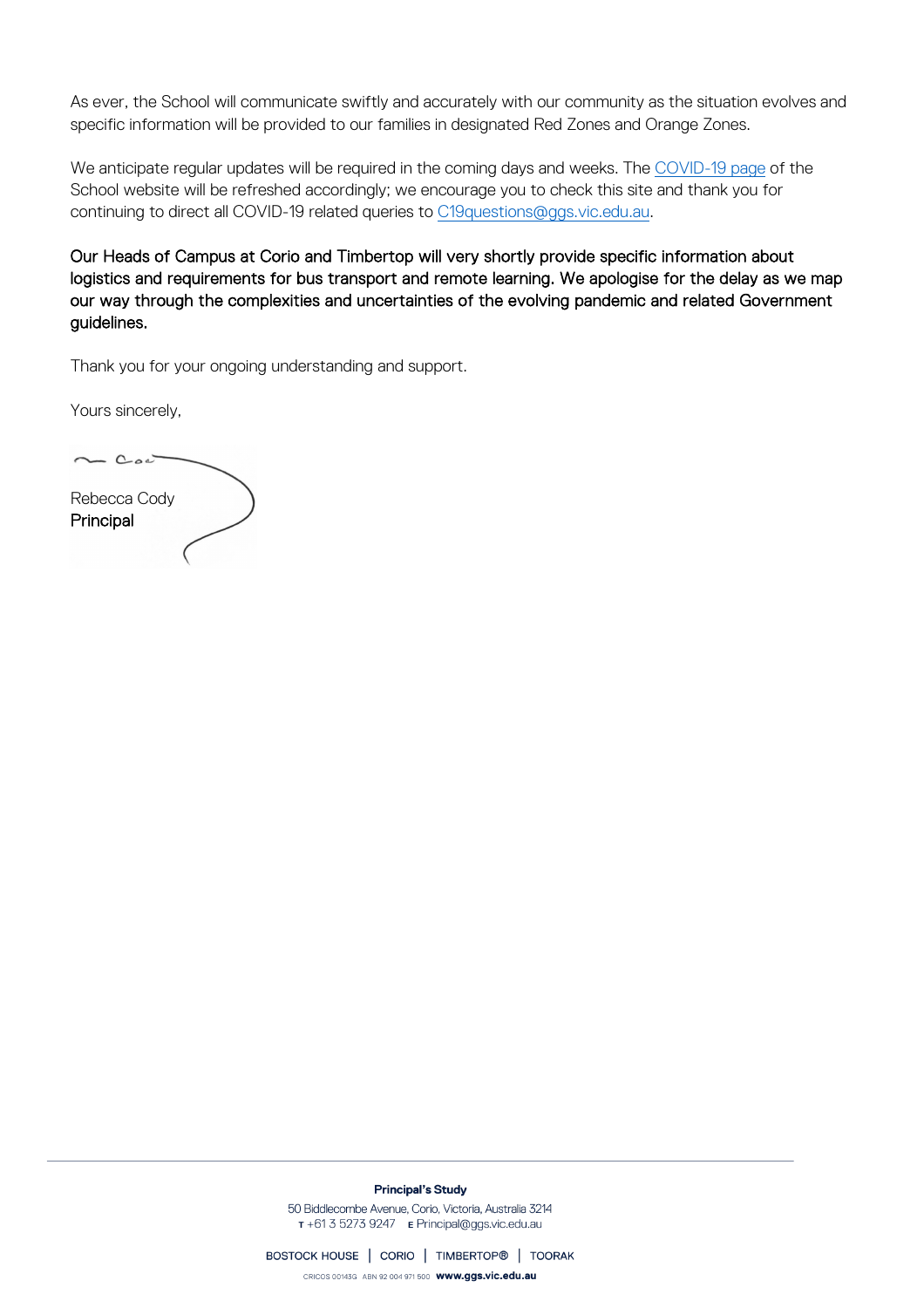As ever, the School will communicate swiftly and accurately with our community as the situation evolves and specific information will be provided to our families in designated Red Zones and Orange Zones.

We anticipate regular updates will be required in the coming days and weeks. The [COVID-19 page](#) of the School website will be refreshed accordingly; we encourage you to check this site and thank you for continuing to direct all COVID-19 related queries to [C19questions@ggs.vic.edu.au](mailto:C19questions@ggs.vic.edu.au).

Our Heads of Campus at Corio and Timbertop will very shortly provide specific information about logistics and requirements for bus transport and remote learning. We apologise for the delay as we map our way through the complexities and uncertainties of the evolving pandemic and related Government guidelines.

Thank you for your ongoing understanding and support.

Yours sincerely,

Rebecca Cody
**Principal**

---

**Principal's Study**
50 Biddlecombe Avenue, Corio, Victoria, Australia 3214
**T** +61 3 5273 9247 **E** Principal@ggs.vic.edu.au

BOSTOCK HOUSE | CORIO | TIMBERTOP® | TOORAK

CRICOS 00143G ABN 92 004 971 500 **www.ggs.vic.edu.au**